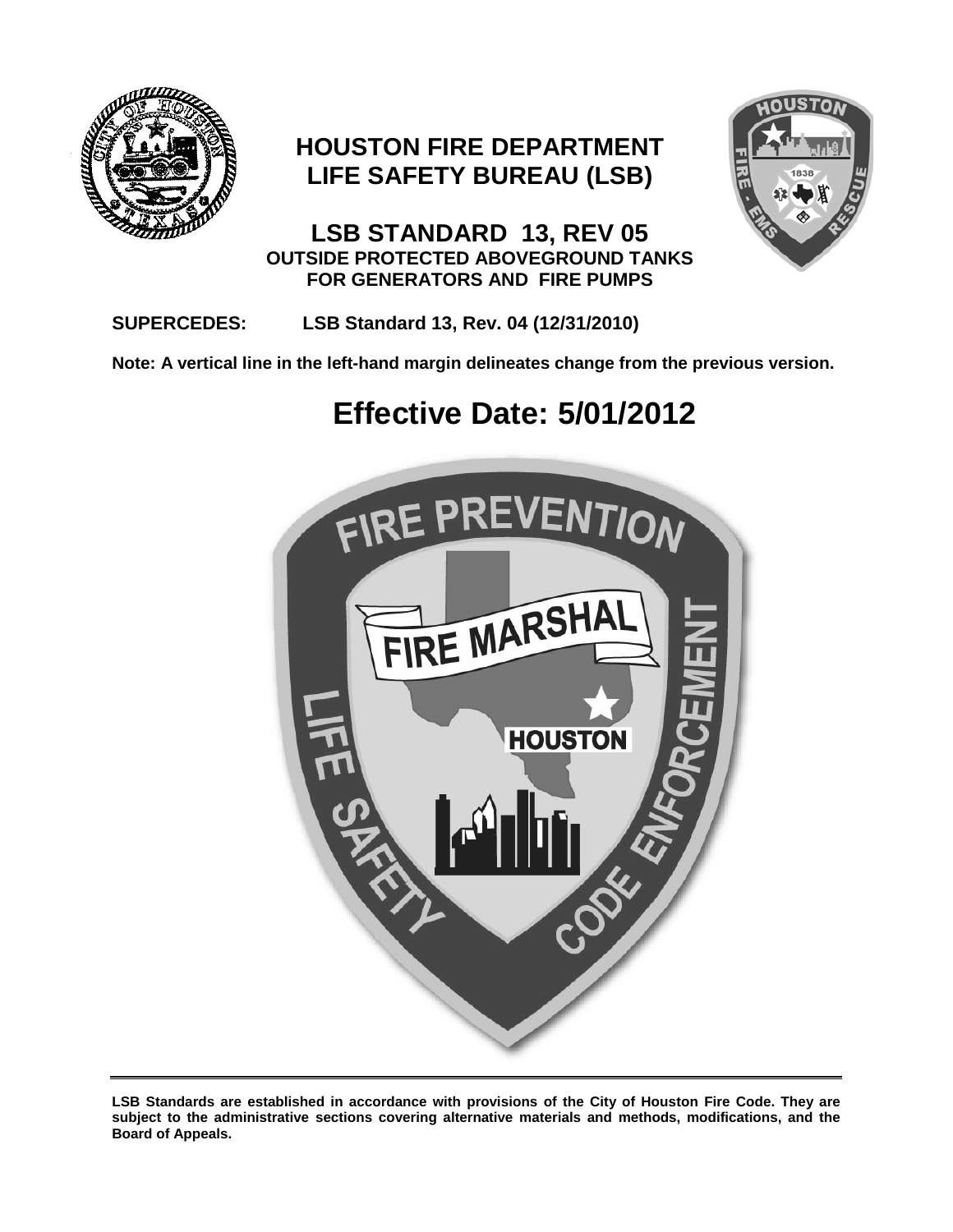# HOUSTON FIRE DEPARTMENT
# LIFE SAFETY BUREAU (LSB)

## LSB STANDARD 13, REV 05
### OUTSIDE PROTECTED ABOVEGROUND TANKS FOR GENERATORS AND FIRE PUMPS

**SUPERCEDES:** **LSB Standard 13, Rev. 04 (12/31/2010)**

**Note: A vertical line in the left-hand margin delineates change from the previous version.**

# Effective Date: 5/01/2012

---

**LSB Standards are established in accordance with provisions of the City of Houston Fire Code. They are subject to the administrative sections covering alternative materials and methods, modifications, and the Board of Appeals.**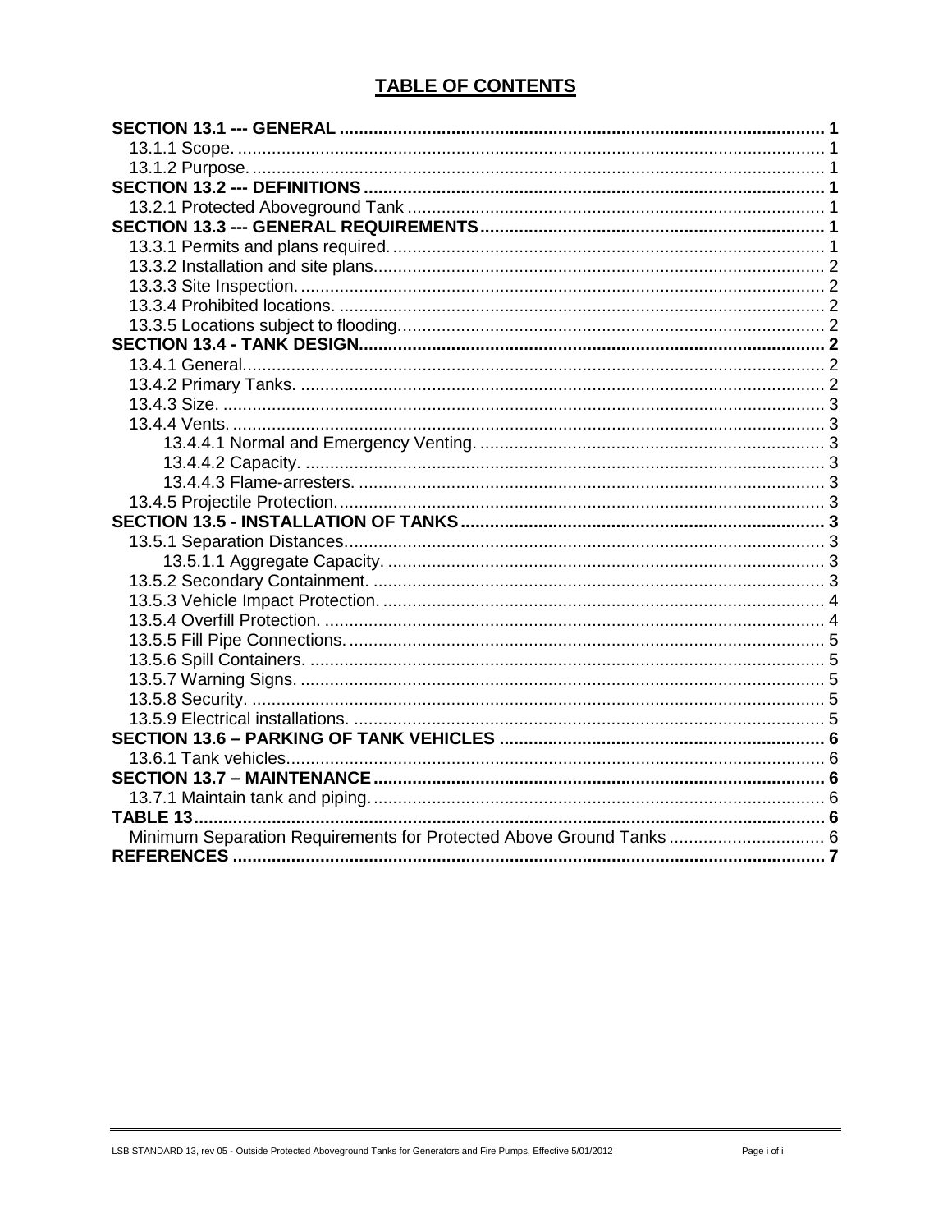## TABLE OF CONTENTS

| | |
|---|---|
| **SECTION 13.1 --- GENERAL** | **1** |
| 13.1.1 Scope. | 1 |
| 13.1.2 Purpose. | 1 |
| **SECTION 13.2 --- DEFINITIONS** | **1** |
| 13.2.1 Protected Aboveground Tank | 1 |
| **SECTION 13.3 --- GENERAL REQUIREMENTS** | **1** |
| 13.3.1 Permits and plans required. | 1 |
| 13.3.2 Installation and site plans. | 2 |
| 13.3.3 Site Inspection. | 2 |
| 13.3.4 Prohibited locations. | 2 |
| 13.3.5 Locations subject to flooding. | 2 |
| **SECTION 13.4 - TANK DESIGN** | **2** |
| 13.4.1 General. | 2 |
| 13.4.2 Primary Tanks. | 2 |
| 13.4.3 Size. | 3 |
| 13.4.4 Vents. | 3 |
| 13.4.4.1 Normal and Emergency Venting. | 3 |
| 13.4.4.2 Capacity. | 3 |
| 13.4.4.3 Flame-arresters. | 3 |
| 13.4.5 Projectile Protection. | 3 |
| **SECTION 13.5 - INSTALLATION OF TANKS** | **3** |
| 13.5.1 Separation Distances. | 3 |
| 13.5.1.1 Aggregate Capacity. | 3 |
| 13.5.2 Secondary Containment. | 3 |
| 13.5.3 Vehicle Impact Protection. | 4 |
| 13.5.4 Overfill Protection. | 4 |
| 13.5.5 Fill Pipe Connections. | 5 |
| 13.5.6 Spill Containers. | 5 |
| 13.5.7 Warning Signs. | 5 |
| 13.5.8 Security. | 5 |
| 13.5.9 Electrical installations. | 5 |
| **SECTION 13.6 – PARKING OF TANK VEHICLES** | **6** |
| 13.6.1 Tank vehicles. | 6 |
| **SECTION 13.7 – MAINTENANCE** | **6** |
| 13.7.1 Maintain tank and piping. | 6 |
| **TABLE 13** | **6** |
| Minimum Separation Requirements for Protected Above Ground Tanks | 6 |
| **REFERENCES** | **7** |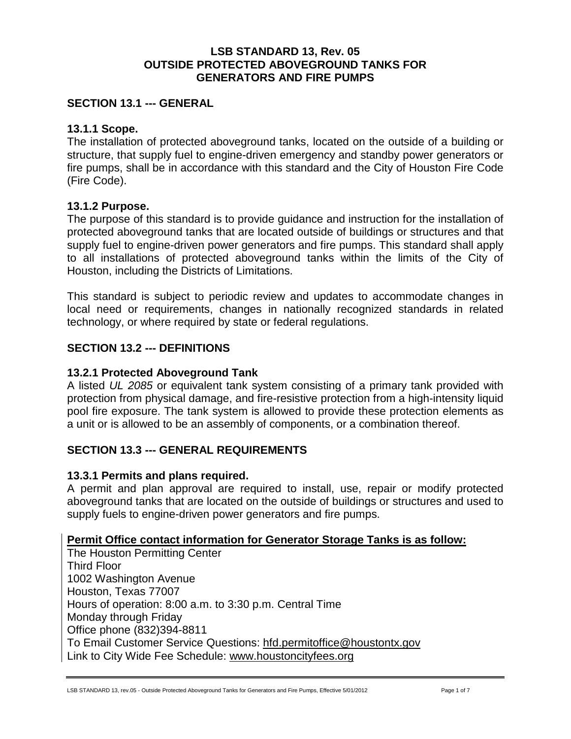# LSB STANDARD 13, Rev. 05
# OUTSIDE PROTECTED ABOVEGROUND TANKS FOR GENERATORS AND FIRE PUMPS

## SECTION 13.1 --- GENERAL

### 13.1.1 Scope.

The installation of protected aboveground tanks, located on the outside of a building or structure, that supply fuel to engine-driven emergency and standby power generators or fire pumps, shall be in accordance with this standard and the City of Houston Fire Code (Fire Code).

### 13.1.2 Purpose.

The purpose of this standard is to provide guidance and instruction for the installation of protected aboveground tanks that are located outside of buildings or structures and that supply fuel to engine-driven power generators and fire pumps. This standard shall apply to all installations of protected aboveground tanks within the limits of the City of Houston, including the Districts of Limitations.

This standard is subject to periodic review and updates to accommodate changes in local need or requirements, changes in nationally recognized standards in related technology, or where required by state or federal regulations.

## SECTION 13.2 --- DEFINITIONS

### 13.2.1 Protected Aboveground Tank

A listed *UL 2085* or equivalent tank system consisting of a primary tank provided with protection from physical damage, and fire-resistive protection from a high-intensity liquid pool fire exposure. The tank system is allowed to provide these protection elements as a unit or is allowed to be an assembly of components, or a combination thereof.

## SECTION 13.3 --- GENERAL REQUIREMENTS

### 13.3.1 Permits and plans required.

A permit and plan approval are required to install, use, repair or modify protected aboveground tanks that are located on the outside of buildings or structures and used to supply fuels to engine-driven power generators and fire pumps.

**Permit Office contact information for Generator Storage Tanks is as follow:**

The Houston Permitting Center
Third Floor
1002 Washington Avenue
Houston, Texas 77007
Hours of operation: 8:00 a.m. to 3:30 p.m. Central Time
Monday through Friday
Office phone (832)394-8811
To Email Customer Service Questions: hfd.permitoffice@houstontx.gov
Link to City Wide Fee Schedule: www.houstoncityfees.org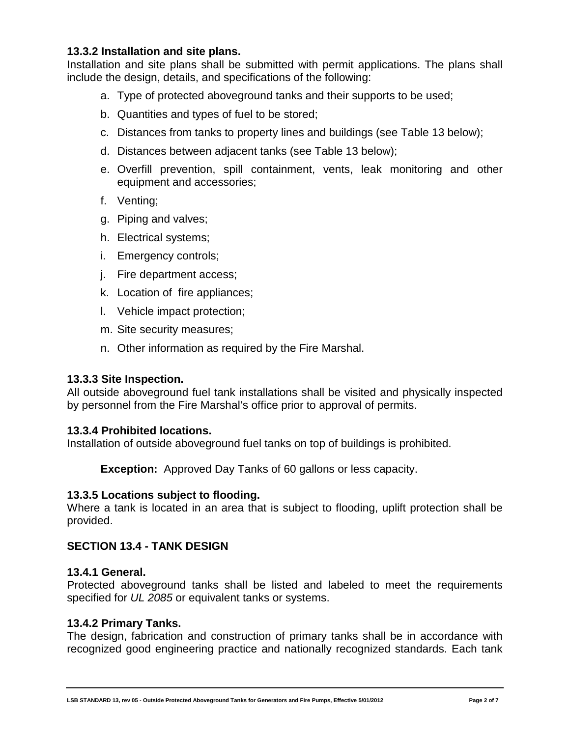### 13.3.2 Installation and site plans.

Installation and site plans shall be submitted with permit applications. The plans shall include the design, details, and specifications of the following:

a. Type of protected aboveground tanks and their supports to be used;

b. Quantities and types of fuel to be stored;

c. Distances from tanks to property lines and buildings (see Table 13 below);

d. Distances between adjacent tanks (see Table 13 below);

e. Overfill prevention, spill containment, vents, leak monitoring and other equipment and accessories;

f. Venting;

g. Piping and valves;

h. Electrical systems;

i. Emergency controls;

j. Fire department access;

k. Location of fire appliances;

l. Vehicle impact protection;

m. Site security measures;

n. Other information as required by the Fire Marshal.

### 13.3.3 Site Inspection.

All outside aboveground fuel tank installations shall be visited and physically inspected by personnel from the Fire Marshal's office prior to approval of permits.

### 13.3.4 Prohibited locations.

Installation of outside aboveground fuel tanks on top of buildings is prohibited.

**Exception:** Approved Day Tanks of 60 gallons or less capacity.

### 13.3.5 Locations subject to flooding.

Where a tank is located in an area that is subject to flooding, uplift protection shall be provided.

## SECTION 13.4 - TANK DESIGN

### 13.4.1 General.

Protected aboveground tanks shall be listed and labeled to meet the requirements specified for *UL 2085* or equivalent tanks or systems.

### 13.4.2 Primary Tanks.

The design, fabrication and construction of primary tanks shall be in accordance with recognized good engineering practice and nationally recognized standards. Each tank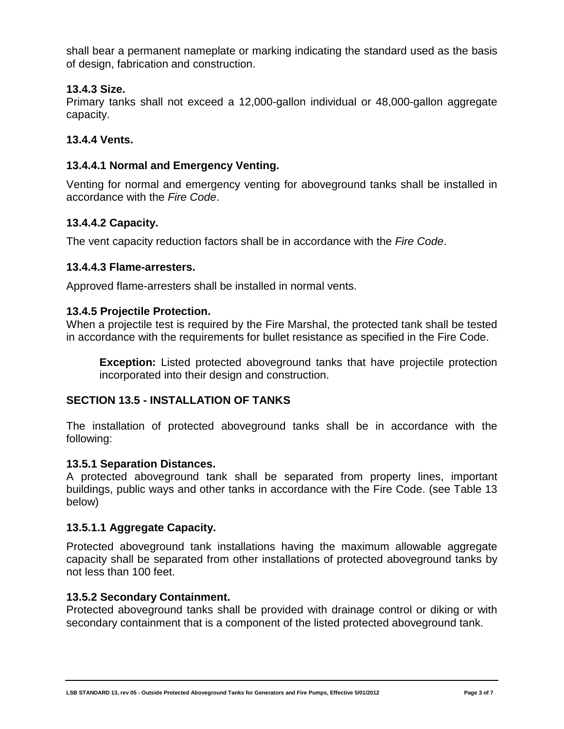shall bear a permanent nameplate or marking indicating the standard used as the basis of design, fabrication and construction.

### 13.4.3 Size.

Primary tanks shall not exceed a 12,000-gallon individual or 48,000-gallon aggregate capacity.

### 13.4.4 Vents.

#### 13.4.4.1 Normal and Emergency Venting.

Venting for normal and emergency venting for aboveground tanks shall be installed in accordance with the *Fire Code*.

#### 13.4.4.2 Capacity.

The vent capacity reduction factors shall be in accordance with the *Fire Code*.

#### 13.4.4.3 Flame-arresters.

Approved flame-arresters shall be installed in normal vents.

### 13.4.5 Projectile Protection.

When a projectile test is required by the Fire Marshal, the protected tank shall be tested in accordance with the requirements for bullet resistance as specified in the Fire Code.

> **Exception:** Listed protected aboveground tanks that have projectile protection incorporated into their design and construction.

## SECTION 13.5 - INSTALLATION OF TANKS

The installation of protected aboveground tanks shall be in accordance with the following:

### 13.5.1 Separation Distances.

A protected aboveground tank shall be separated from property lines, important buildings, public ways and other tanks in accordance with the Fire Code. (see Table 13 below)

#### 13.5.1.1 Aggregate Capacity.

Protected aboveground tank installations having the maximum allowable aggregate capacity shall be separated from other installations of protected aboveground tanks by not less than 100 feet.

### 13.5.2 Secondary Containment.

Protected aboveground tanks shall be provided with drainage control or diking or with secondary containment that is a component of the listed protected aboveground tank.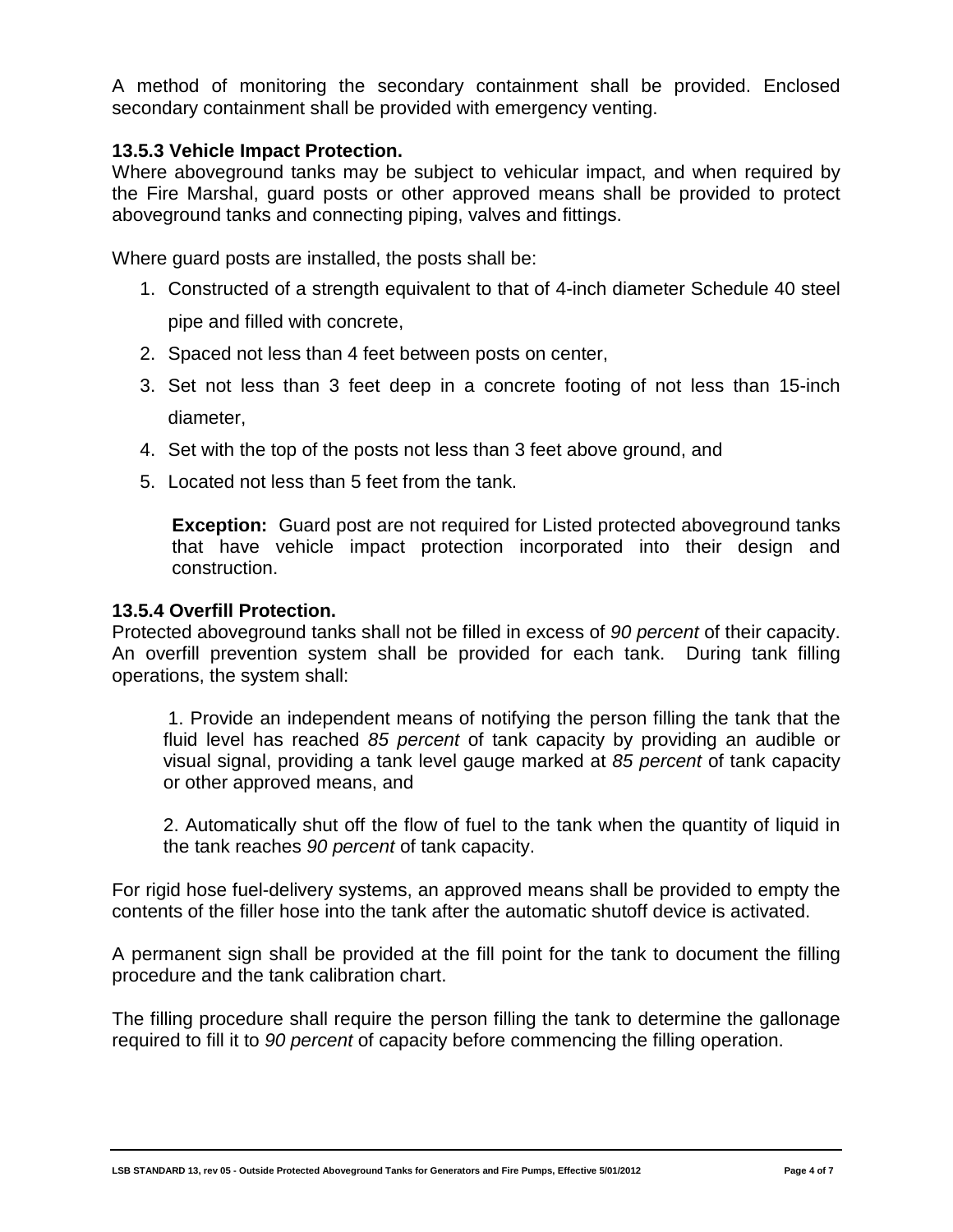A method of monitoring the secondary containment shall be provided. Enclosed secondary containment shall be provided with emergency venting.

### 13.5.3 Vehicle Impact Protection.

Where aboveground tanks may be subject to vehicular impact, and when required by the Fire Marshal, guard posts or other approved means shall be provided to protect aboveground tanks and connecting piping, valves and fittings.

Where guard posts are installed, the posts shall be:

1. Constructed of a strength equivalent to that of 4-inch diameter Schedule 40 steel pipe and filled with concrete,
2. Spaced not less than 4 feet between posts on center,
3. Set not less than 3 feet deep in a concrete footing of not less than 15-inch diameter,
4. Set with the top of the posts not less than 3 feet above ground, and
5. Located not less than 5 feet from the tank.

**Exception:** Guard post are not required for Listed protected aboveground tanks that have vehicle impact protection incorporated into their design and construction.

### 13.5.4 Overfill Protection.

Protected aboveground tanks shall not be filled in excess of *90 percent* of their capacity. An overfill prevention system shall be provided for each tank. During tank filling operations, the system shall:

1. Provide an independent means of notifying the person filling the tank that the fluid level has reached *85 percent* of tank capacity by providing an audible or visual signal, providing a tank level gauge marked at *85 percent* of tank capacity or other approved means, and

2. Automatically shut off the flow of fuel to the tank when the quantity of liquid in the tank reaches *90 percent* of tank capacity.

For rigid hose fuel-delivery systems, an approved means shall be provided to empty the contents of the filler hose into the tank after the automatic shutoff device is activated.

A permanent sign shall be provided at the fill point for the tank to document the filling procedure and the tank calibration chart.

The filling procedure shall require the person filling the tank to determine the gallonage required to fill it to *90 percent* of capacity before commencing the filling operation.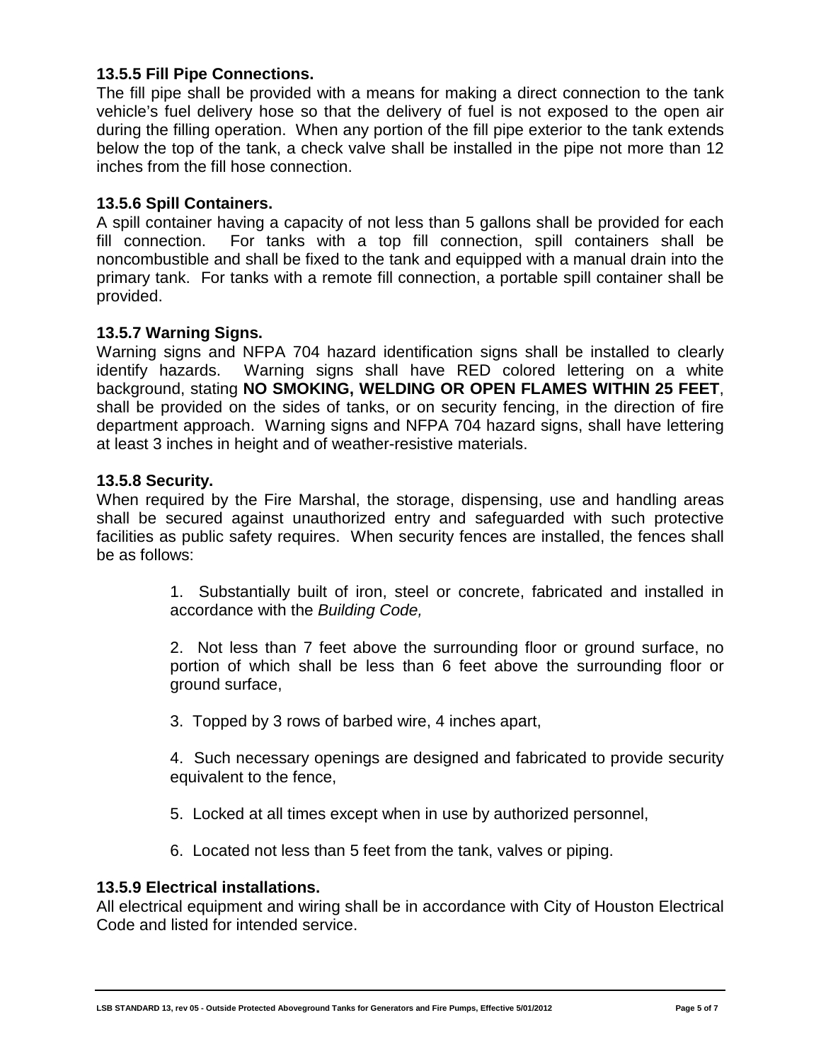### 13.5.5 Fill Pipe Connections.

The fill pipe shall be provided with a means for making a direct connection to the tank vehicle's fuel delivery hose so that the delivery of fuel is not exposed to the open air during the filling operation. When any portion of the fill pipe exterior to the tank extends below the top of the tank, a check valve shall be installed in the pipe not more than 12 inches from the fill hose connection.

### 13.5.6 Spill Containers.

A spill container having a capacity of not less than 5 gallons shall be provided for each fill connection. For tanks with a top fill connection, spill containers shall be noncombustible and shall be fixed to the tank and equipped with a manual drain into the primary tank. For tanks with a remote fill connection, a portable spill container shall be provided.

### 13.5.7 Warning Signs.

Warning signs and NFPA 704 hazard identification signs shall be installed to clearly identify hazards. Warning signs shall have RED colored lettering on a white background, stating **NO SMOKING, WELDING OR OPEN FLAMES WITHIN 25 FEET**, shall be provided on the sides of tanks, or on security fencing, in the direction of fire department approach. Warning signs and NFPA 704 hazard signs, shall have lettering at least 3 inches in height and of weather-resistive materials.

### 13.5.8 Security.

When required by the Fire Marshal, the storage, dispensing, use and handling areas shall be secured against unauthorized entry and safeguarded with such protective facilities as public safety requires. When security fences are installed, the fences shall be as follows:

1. Substantially built of iron, steel or concrete, fabricated and installed in accordance with the *Building Code,*

2. Not less than 7 feet above the surrounding floor or ground surface, no portion of which shall be less than 6 feet above the surrounding floor or ground surface,

3. Topped by 3 rows of barbed wire, 4 inches apart,

4. Such necessary openings are designed and fabricated to provide security equivalent to the fence,

5. Locked at all times except when in use by authorized personnel,

6. Located not less than 5 feet from the tank, valves or piping.

### 13.5.9 Electrical installations.

All electrical equipment and wiring shall be in accordance with City of Houston Electrical Code and listed for intended service.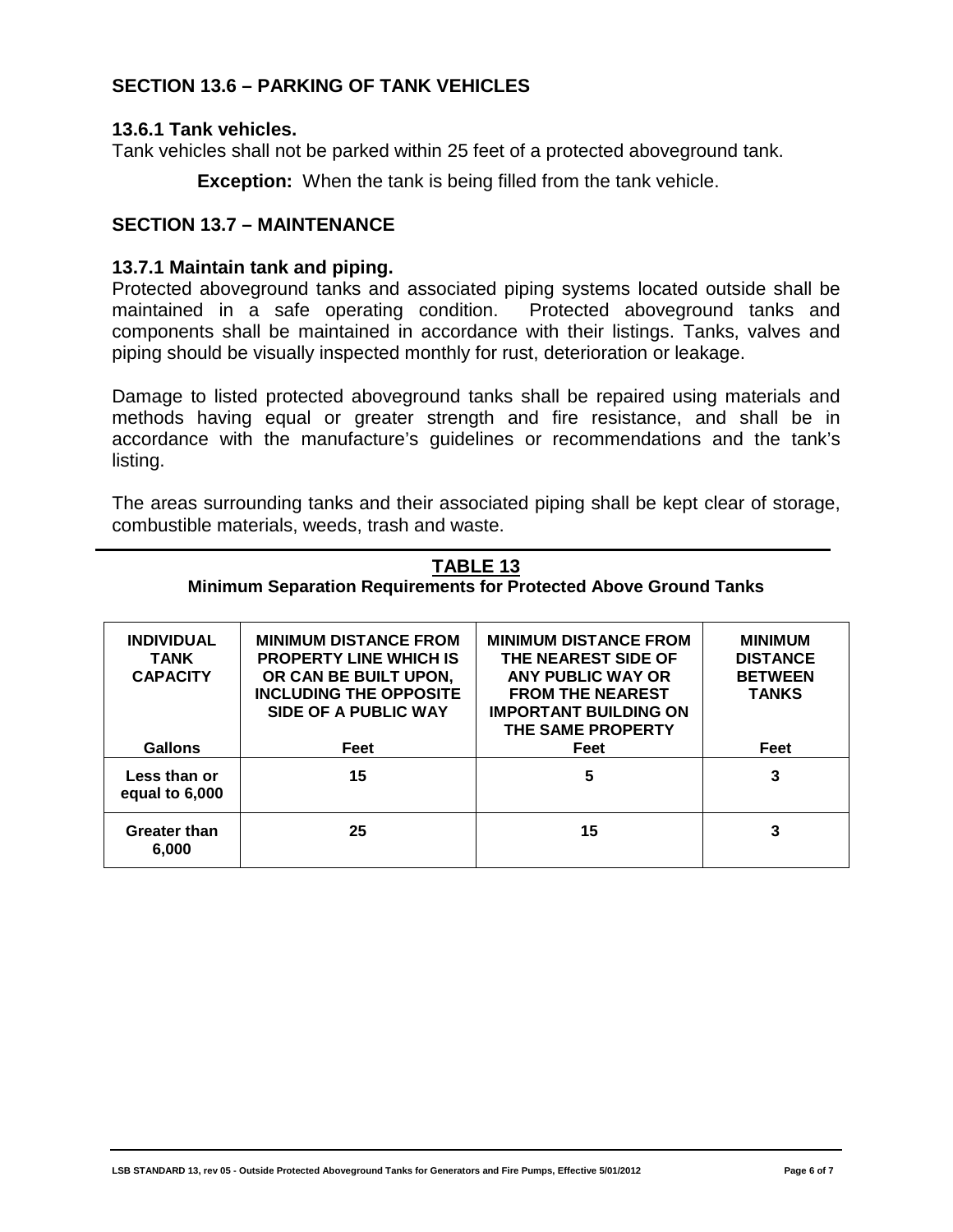## SECTION 13.6 – PARKING OF TANK VEHICLES

### 13.6.1 Tank vehicles.

Tank vehicles shall not be parked within 25 feet of a protected aboveground tank.

**Exception:** When the tank is being filled from the tank vehicle.

## SECTION 13.7 – MAINTENANCE

### 13.7.1 Maintain tank and piping.

Protected aboveground tanks and associated piping systems located outside shall be maintained in a safe operating condition. Protected aboveground tanks and components shall be maintained in accordance with their listings. Tanks, valves and piping should be visually inspected monthly for rust, deterioration or leakage.

Damage to listed protected aboveground tanks shall be repaired using materials and methods having equal or greater strength and fire resistance, and shall be in accordance with the manufacture's guidelines or recommendations and the tank's listing.

The areas surrounding tanks and their associated piping shall be kept clear of storage, combustible materials, weeds, trash and waste.

---

**TABLE 13**
**Minimum Separation Requirements for Protected Above Ground Tanks**

| INDIVIDUAL TANK CAPACITY | MINIMUM DISTANCE FROM PROPERTY LINE WHICH IS OR CAN BE BUILT UPON, INCLUDING THE OPPOSITE SIDE OF A PUBLIC WAY | MINIMUM DISTANCE FROM THE NEAREST SIDE OF ANY PUBLIC WAY OR FROM THE NEAREST IMPORTANT BUILDING ON THE SAME PROPERTY | MINIMUM DISTANCE BETWEEN TANKS |
|---|---|---|---|
| Gallons | Feet | Feet | Feet |
| Less than or equal to 6,000 | 15 | 5 | 3 |
| Greater than 6,000 | 25 | 15 | 3 |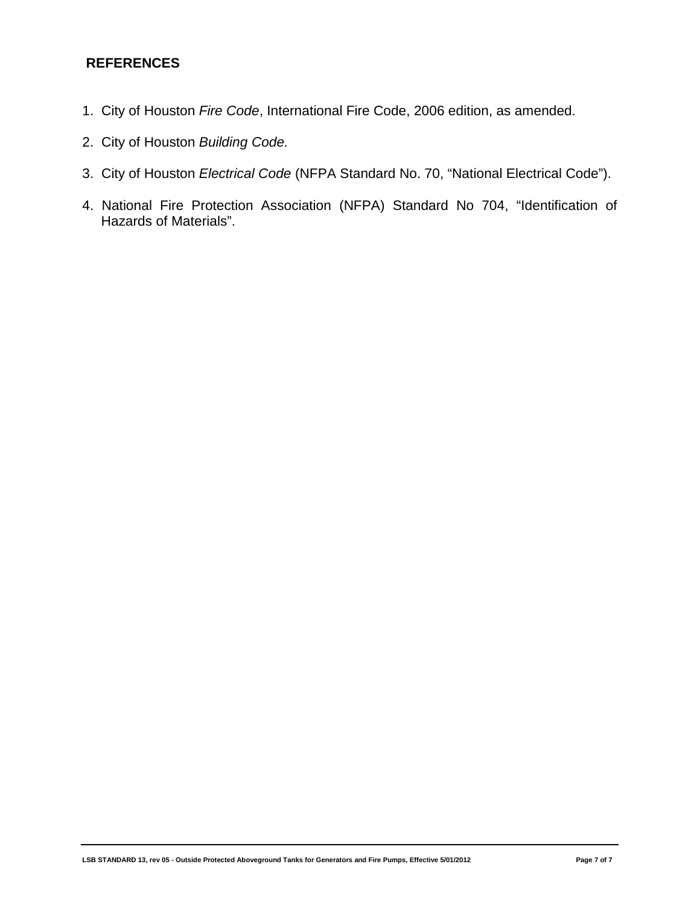## REFERENCES

1. City of Houston *Fire Code*, International Fire Code, 2006 edition, as amended.

2. City of Houston *Building Code.*

3. City of Houston *Electrical Code* (NFPA Standard No. 70, "National Electrical Code").

4. National Fire Protection Association (NFPA) Standard No 704, "Identification of Hazards of Materials".